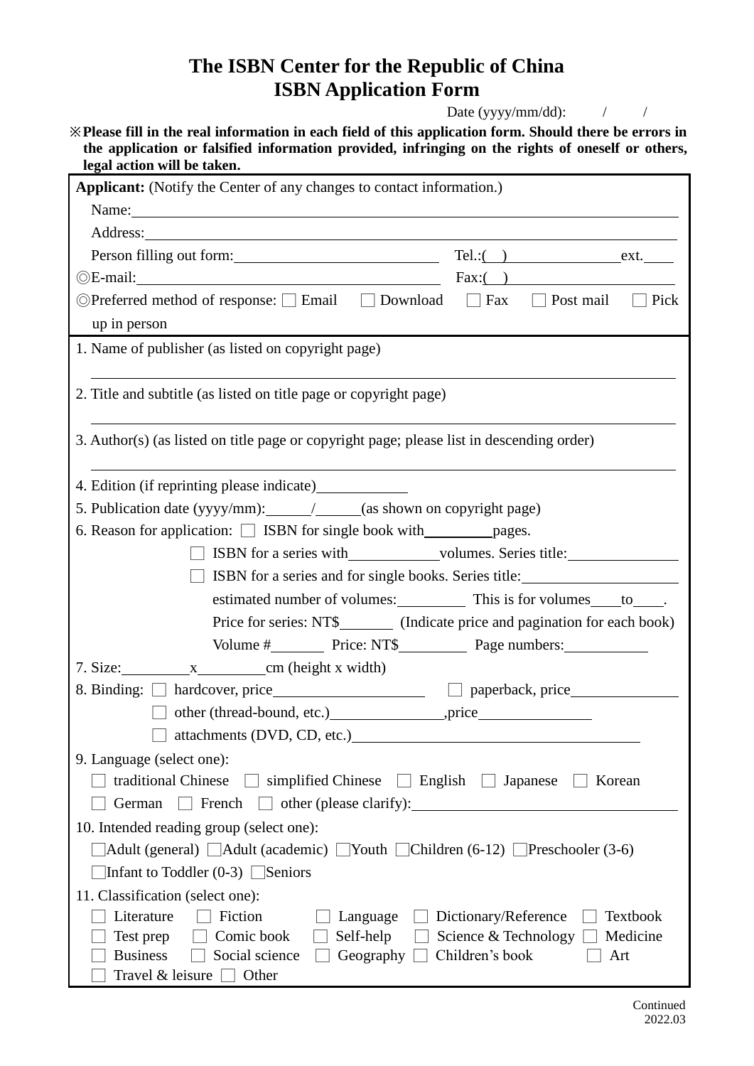# The ISBN Center for the Republic of China
# ISBN Application Form

Date (yyyy/mm/dd): / /

※**Please fill in the real information in each field of this application form. Should there be errors in the application or falsified information provided, infringing on the rights of oneself or others, legal action will be taken.**

**Applicant:** (Notify the Center of any changes to contact information.)

Name: ______________________________

Address: ______________________________

Person filling out form: ______________ Tel.:( ) __________ ext. ____

◎E-mail: ______________ Fax:( ) __________

◎Preferred method of response: □ Email □ Download □ Fax □ Post mail □ Pick up in person

1. Name of publisher (as listed on copyright page)

______________________________

2. Title and subtitle (as listed on title page or copyright page)

______________________________

3. Author(s) (as listed on title page or copyright page; please list in descending order)

______________________________

4. Edition (if reprinting please indicate) ________

5. Publication date (yyyy/mm): ____/____ (as shown on copyright page)

6. Reason for application: □ ISBN for single book with ______ pages.

   □ ISBN for a series with ______ volumes. Series title: ________

   □ ISBN for a series and for single books. Series title: ________

   estimated number of volumes: ______ This is for volumes ____ to ____.

   Price for series: NT$ ______ (Indicate price and pagination for each book)

   Volume # ______ Price: NT$ ______ Page numbers: ______

7. Size: ______ x ______ cm (height x width)

8. Binding: □ hardcover, price ____________ □ paperback, price ____________

   □ other (thread-bound, etc.) ____________ ,price ____________

   □ attachments (DVD, CD, etc.) ____________

9. Language (select one):

   □ traditional Chinese □ simplified Chinese □ English □ Japanese □ Korean

   □ German □ French □ other (please clarify): ____________

10. Intended reading group (select one):

   □Adult (general) □Adult (academic) □Youth □Children (6-12) □Preschooler (3-6)

   □Infant to Toddler (0-3) □Seniors

11. Classification (select one):

   □ Literature □ Fiction □ Language □ Dictionary/Reference □ Textbook

   □ Test prep □ Comic book □ Self-help □ Science & Technology □ Medicine

   □ Business □ Social science □ Geography □ Children's book □ Art

   □ Travel & leisure □ Other

Continued

2022.03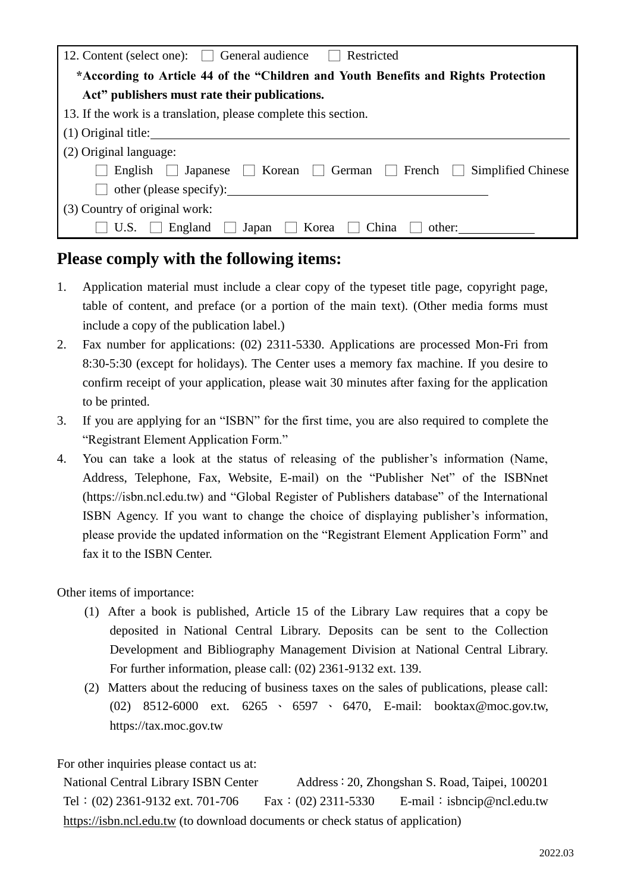12. Content (select one): ☐ General audience ☐ Restricted

**\*According to Article 44 of the "Children and Youth Benefits and Rights Protection Act" publishers must rate their publications.**

13. If the work is a translation, please complete this section.

(1) Original title:\_\_\_\_\_\_\_\_\_\_\_\_\_\_\_\_\_\_\_\_\_\_\_\_\_\_\_\_\_\_\_\_\_\_\_\_\_\_\_\_

(2) Original language:

☐ English ☐ Japanese ☐ Korean ☐ German ☐ French ☐ Simplified Chinese

☐ other (please specify):\_\_\_\_\_\_\_\_\_\_\_\_\_\_\_\_\_\_\_\_\_\_\_\_\_\_\_\_

(3) Country of original work:

☐ U.S. ☐ England ☐ Japan ☐ Korea ☐ China ☐ other:\_\_\_\_\_\_\_\_\_\_

## Please comply with the following items:

1. Application material must include a clear copy of the typeset title page, copyright page, table of content, and preface (or a portion of the main text). (Other media forms must include a copy of the publication label.)
2. Fax number for applications: (02) 2311-5330. Applications are processed Mon-Fri from 8:30-5:30 (except for holidays). The Center uses a memory fax machine. If you desire to confirm receipt of your application, please wait 30 minutes after faxing for the application to be printed.
3. If you are applying for an "ISBN" for the first time, you are also required to complete the "Registrant Element Application Form."
4. You can take a look at the status of releasing of the publisher's information (Name, Address, Telephone, Fax, Website, E-mail) on the "Publisher Net" of the ISBNnet (https://isbn.ncl.edu.tw) and "Global Register of Publishers database" of the International ISBN Agency. If you want to change the choice of displaying publisher's information, please provide the updated information on the "Registrant Element Application Form" and fax it to the ISBN Center.

Other items of importance:

(1) After a book is published, Article 15 of the Library Law requires that a copy be deposited in National Central Library. Deposits can be sent to the Collection Development and Bibliography Management Division at National Central Library. For further information, please call: (02) 2361-9132 ext. 139.

(2) Matters about the reducing of business taxes on the sales of publications, please call: (02) 8512-6000 ext. 6265、6597、6470, E-mail: booktax@moc.gov.tw, https://tax.moc.gov.tw

For other inquiries please contact us at:

National Central Library ISBN Center　Address：20, Zhongshan S. Road, Taipei, 100201

Tel：(02) 2361-9132 ext. 701-706　Fax：(02) 2311-5330　E-mail：isbncip@ncl.edu.tw

https://isbn.ncl.edu.tw (to download documents or check status of application)

2022.03